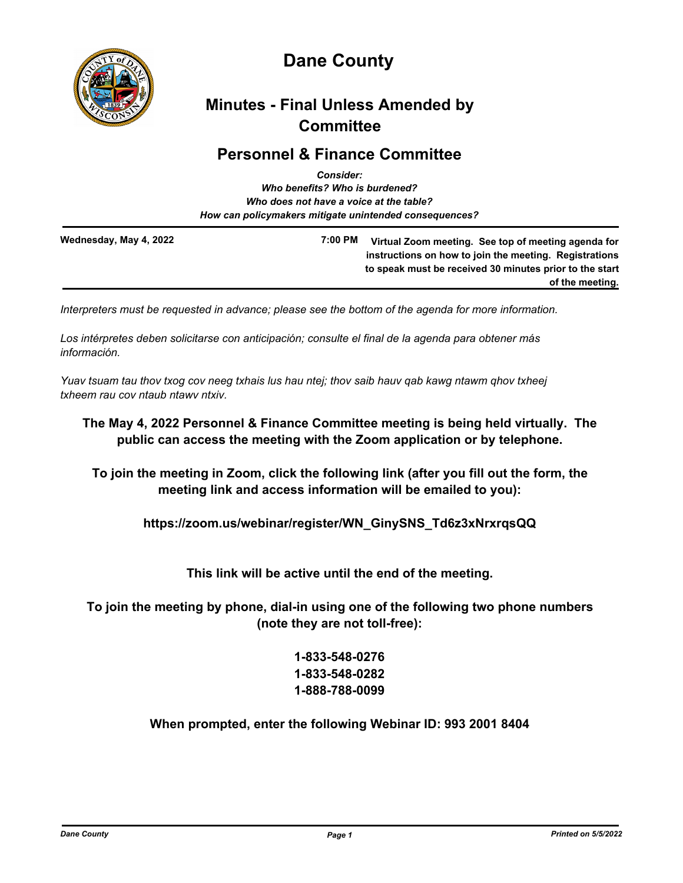# Dane County

## Minutes - Final Unless Amended by Committee

## Personnel & Finance Committee

*Consider:*
*Who benefits? Who is burdened?*
*Who does not have a voice at the table?*
*How can policymakers mitigate unintended consequences?*

**Wednesday, May 4, 2022** **7:00 PM** **Virtual Zoom meeting. See top of meeting agenda for instructions on how to join the meeting. Registrations to speak must be received 30 minutes prior to the start of the meeting.**

*Interpreters must be requested in advance; please see the bottom of the agenda for more information.*

*Los intérpretes deben solicitarse con anticipación; consulte el final de la agenda para obtener más información.*

*Yuav tsuam tau thov txog cov neeg txhais lus hau ntej; thov saib hauv qab kawg ntawm qhov txheej txheem rau cov ntaub ntawv ntxiv.*

**The May 4, 2022 Personnel & Finance Committee meeting is being held virtually. The public can access the meeting with the Zoom application or by telephone.**

**To join the meeting in Zoom, click the following link (after you fill out the form, the meeting link and access information will be emailed to you):**

**https://zoom.us/webinar/register/WN_GinySNS_Td6z3xNrxrqsQQ**

**This link will be active until the end of the meeting.**

**To join the meeting by phone, dial-in using one of the following two phone numbers (note they are not toll-free):**

**1-833-548-0276**
**1-833-548-0282**
**1-888-788-0099**

**When prompted, enter the following Webinar ID: 993 2001 8404**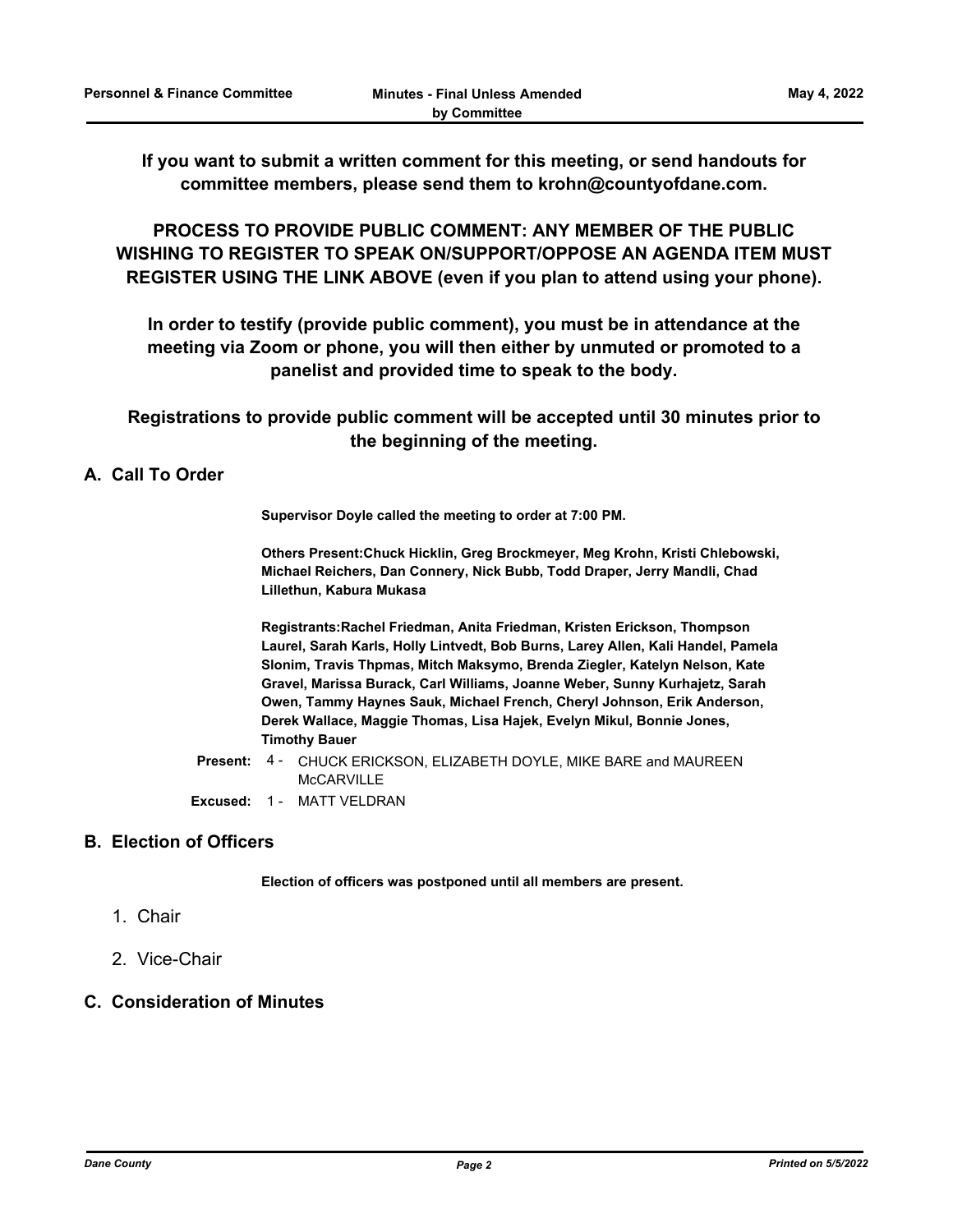**If you want to submit a written comment for this meeting, or send handouts for committee members, please send them to krohn@countyofdane.com.**

**PROCESS TO PROVIDE PUBLIC COMMENT: ANY MEMBER OF THE PUBLIC WISHING TO REGISTER TO SPEAK ON/SUPPORT/OPPOSE AN AGENDA ITEM MUST REGISTER USING THE LINK ABOVE (even if you plan to attend using your phone).**

**In order to testify (provide public comment), you must be in attendance at the meeting via Zoom or phone, you will then either by unmuted or promoted to a panelist and provided time to speak to the body.**

**Registrations to provide public comment will be accepted until 30 minutes prior to the beginning of the meeting.**

## A. Call To Order

**Supervisor Doyle called the meeting to order at 7:00 PM.**

**Others Present:Chuck Hicklin, Greg Brockmeyer, Meg Krohn, Kristi Chlebowski, Michael Reichers, Dan Connery, Nick Bubb, Todd Draper, Jerry Mandli, Chad Lillethun, Kabura Mukasa**

**Registrants:Rachel Friedman, Anita Friedman, Kristen Erickson, Thompson Laurel, Sarah Karls, Holly Lintvedt, Bob Burns, Larey Allen, Kali Handel, Pamela Slonim, Travis Thpmas, Mitch Maksymo, Brenda Ziegler, Katelyn Nelson, Kate Gravel, Marissa Burack, Carl Williams, Joanne Weber, Sunny Kurhajetz, Sarah Owen, Tammy Haynes Sauk, Michael French, Cheryl Johnson, Erik Anderson, Derek Wallace, Maggie Thomas, Lisa Hajek, Evelyn Mikul, Bonnie Jones, Timothy Bauer**

**Present:** 4 - CHUCK ERICKSON, ELIZABETH DOYLE, MIKE BARE and MAUREEN McCARVILLE

**Excused:** 1 - MATT VELDRAN

## B. Election of Officers

**Election of officers was postponed until all members are present.**

1. Chair
2. Vice-Chair

## C. Consideration of Minutes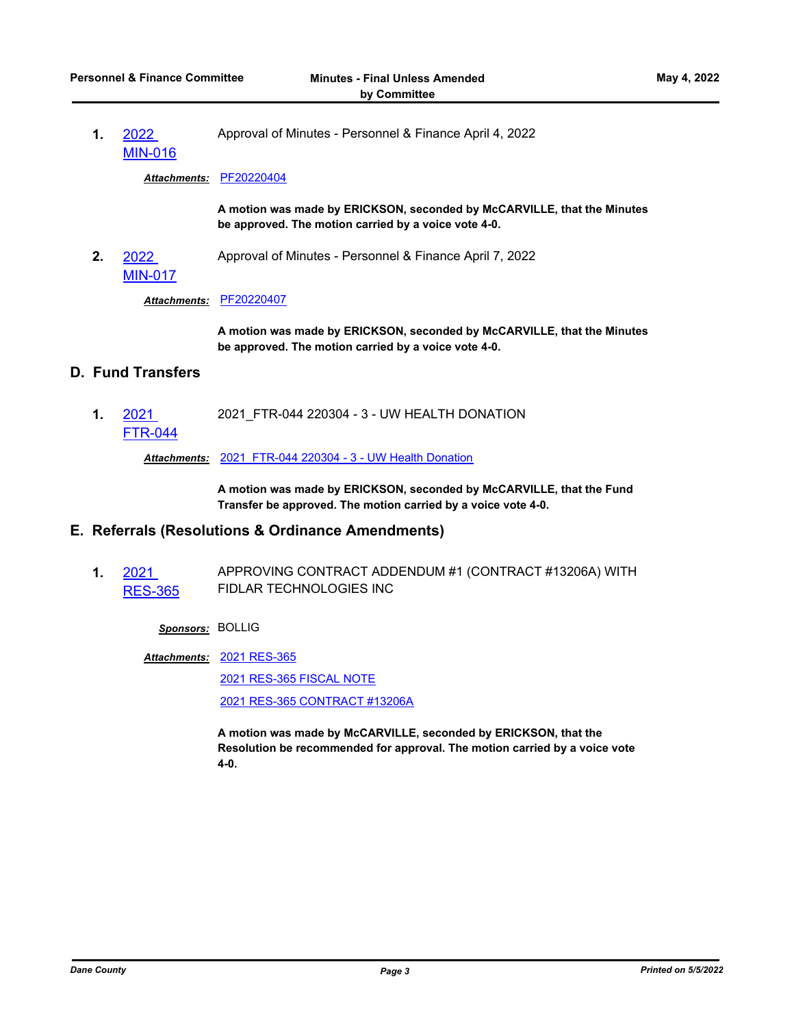1. **2022 MIN-016** Approval of Minutes - Personnel & Finance April 4, 2022

   ***Attachments:*** PF20220404

   **A motion was made by ERICKSON, seconded by McCARVILLE, that the Minutes be approved. The motion carried by a voice vote 4-0.**

2. **2022 MIN-017** Approval of Minutes - Personnel & Finance April 7, 2022

   ***Attachments:*** PF20220407

   **A motion was made by ERICKSON, seconded by McCARVILLE, that the Minutes be approved. The motion carried by a voice vote 4-0.**

## D. Fund Transfers

1. **2021 FTR-044** 2021_FTR-044 220304 - 3 - UW HEALTH DONATION

   ***Attachments:*** 2021_FTR-044 220304 - 3 - UW Health Donation

   **A motion was made by ERICKSON, seconded by McCARVILLE, that the Fund Transfer be approved. The motion carried by a voice vote 4-0.**

## E. Referrals (Resolutions & Ordinance Amendments)

1. **2021 RES-365** APPROVING CONTRACT ADDENDUM #1 (CONTRACT #13206A) WITH FIDLAR TECHNOLOGIES INC

   ***Sponsors:*** BOLLIG

   ***Attachments:*** 2021 RES-365
   2021 RES-365 FISCAL NOTE
   2021 RES-365 CONTRACT #13206A

   **A motion was made by McCARVILLE, seconded by ERICKSON, that the Resolution be recommended for approval. The motion carried by a voice vote 4-0.**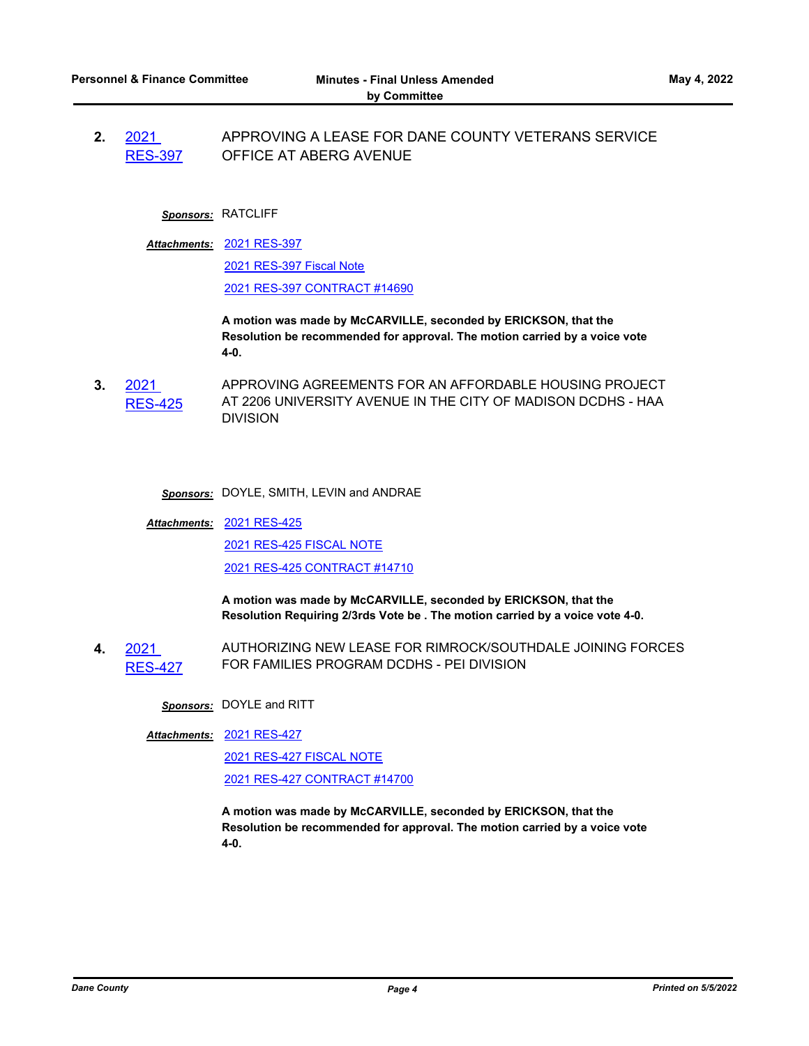**2.** 2021 RES-397 APPROVING A LEASE FOR DANE COUNTY VETERANS SERVICE OFFICE AT ABERG AVENUE

***Sponsors:*** RATCLIFF

***Attachments:*** 2021 RES-397
2021 RES-397 Fiscal Note
2021 RES-397 CONTRACT #14690

**A motion was made by McCARVILLE, seconded by ERICKSON, that the Resolution be recommended for approval. The motion carried by a voice vote 4-0.**

**3.** 2021 RES-425 APPROVING AGREEMENTS FOR AN AFFORDABLE HOUSING PROJECT AT 2206 UNIVERSITY AVENUE IN THE CITY OF MADISON DCDHS - HAA DIVISION

***Sponsors:*** DOYLE, SMITH, LEVIN and ANDRAE

***Attachments:*** 2021 RES-425
2021 RES-425 FISCAL NOTE
2021 RES-425 CONTRACT #14710

**A motion was made by McCARVILLE, seconded by ERICKSON, that the Resolution Requiring 2/3rds Vote be . The motion carried by a voice vote 4-0.**

**4.** 2021 RES-427 AUTHORIZING NEW LEASE FOR RIMROCK/SOUTHDALE JOINING FORCES FOR FAMILIES PROGRAM DCDHS - PEI DIVISION

***Sponsors:*** DOYLE and RITT

***Attachments:*** 2021 RES-427
2021 RES-427 FISCAL NOTE
2021 RES-427 CONTRACT #14700

**A motion was made by McCARVILLE, seconded by ERICKSON, that the Resolution be recommended for approval. The motion carried by a voice vote 4-0.**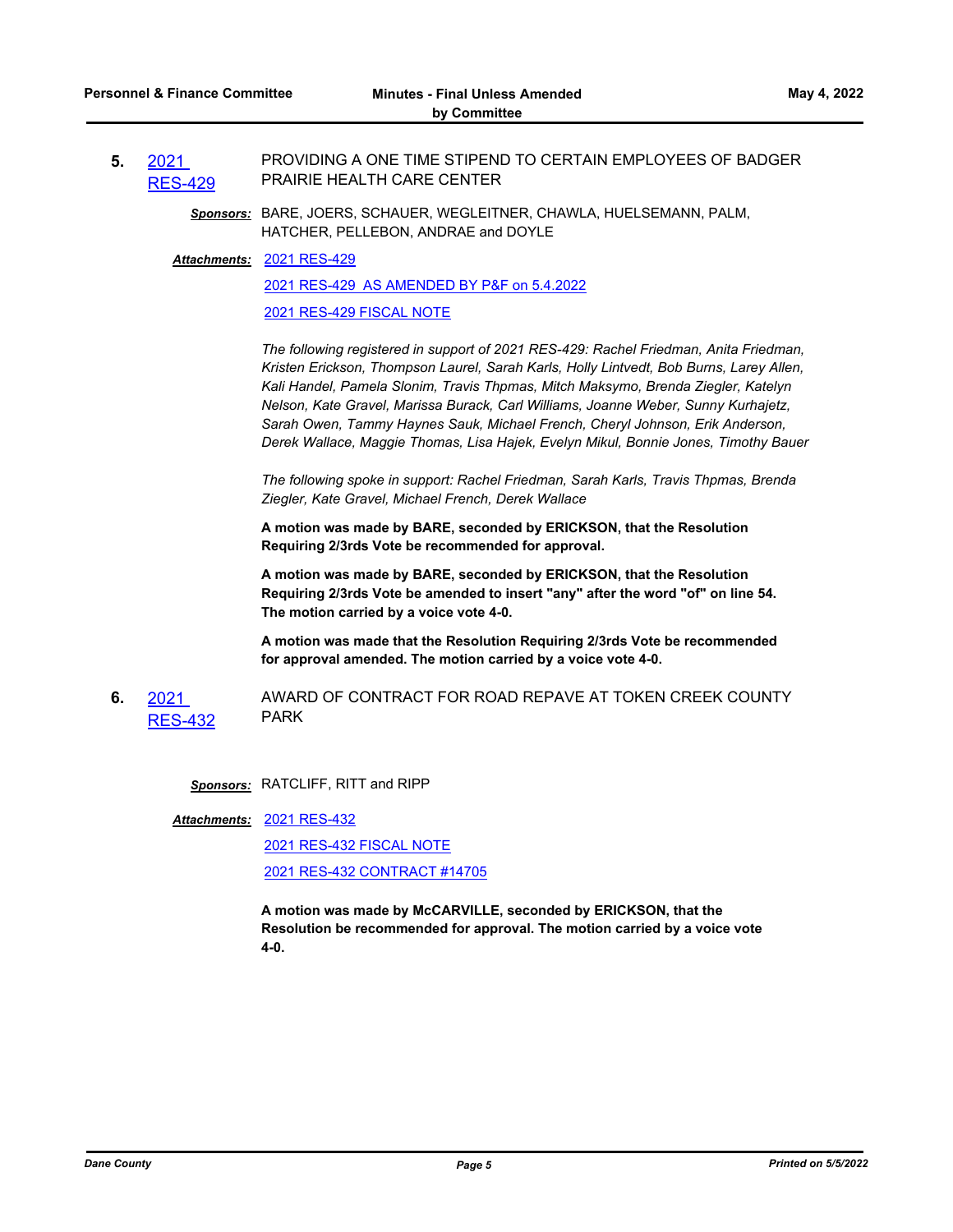**5.** 2021 RES-429 — PROVIDING A ONE TIME STIPEND TO CERTAIN EMPLOYEES OF BADGER PRAIRIE HEALTH CARE CENTER

***Sponsors:*** BARE, JOERS, SCHAUER, WEGLEITNER, CHAWLA, HUELSEMANN, PALM, HATCHER, PELLEBON, ANDRAE and DOYLE

***Attachments:*** 2021 RES-429

2021 RES-429 AS AMENDED BY P&F on 5.4.2022

2021 RES-429 FISCAL NOTE

*The following registered in support of 2021 RES-429: Rachel Friedman, Anita Friedman, Kristen Erickson, Thompson Laurel, Sarah Karls, Holly Lintvedt, Bob Burns, Larey Allen, Kali Handel, Pamela Slonim, Travis Thpmas, Mitch Maksymo, Brenda Ziegler, Katelyn Nelson, Kate Gravel, Marissa Burack, Carl Williams, Joanne Weber, Sunny Kurhajetz, Sarah Owen, Tammy Haynes Sauk, Michael French, Cheryl Johnson, Erik Anderson, Derek Wallace, Maggie Thomas, Lisa Hajek, Evelyn Mikul, Bonnie Jones, Timothy Bauer*

*The following spoke in support: Rachel Friedman, Sarah Karls, Travis Thpmas, Brenda Ziegler, Kate Gravel, Michael French, Derek Wallace*

**A motion was made by BARE, seconded by ERICKSON, that the Resolution Requiring 2/3rds Vote be recommended for approval.**

**A motion was made by BARE, seconded by ERICKSON, that the Resolution Requiring 2/3rds Vote be amended to insert "any" after the word "of" on line 54. The motion carried by a voice vote 4-0.**

**A motion was made that the Resolution Requiring 2/3rds Vote be recommended for approval amended. The motion carried by a voice vote 4-0.**

**6.** 2021 RES-432 — AWARD OF CONTRACT FOR ROAD REPAVE AT TOKEN CREEK COUNTY PARK

***Sponsors:*** RATCLIFF, RITT and RIPP

***Attachments:*** 2021 RES-432

2021 RES-432 FISCAL NOTE

2021 RES-432 CONTRACT #14705

**A motion was made by McCARVILLE, seconded by ERICKSON, that the Resolution be recommended for approval. The motion carried by a voice vote 4-0.**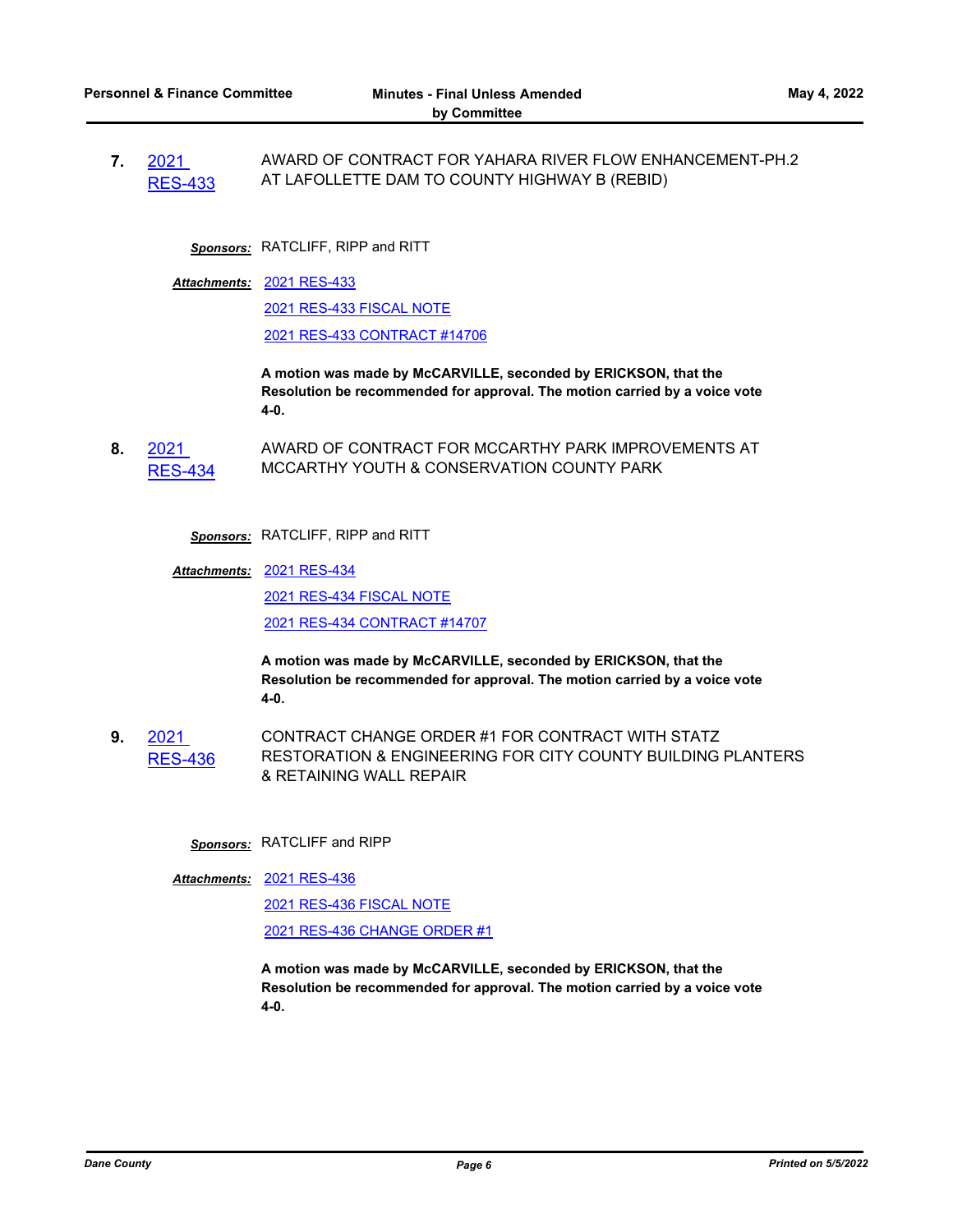**7.** 2021 RES-433 AWARD OF CONTRACT FOR YAHARA RIVER FLOW ENHANCEMENT-PH.2 AT LAFOLLETTE DAM TO COUNTY HIGHWAY B (REBID)

***Sponsors:*** RATCLIFF, RIPP and RITT

***Attachments:*** 2021 RES-433
2021 RES-433 FISCAL NOTE
2021 RES-433 CONTRACT #14706

**A motion was made by McCARVILLE, seconded by ERICKSON, that the Resolution be recommended for approval. The motion carried by a voice vote 4-0.**

**8.** 2021 RES-434 AWARD OF CONTRACT FOR MCCARTHY PARK IMPROVEMENTS AT MCCARTHY YOUTH & CONSERVATION COUNTY PARK

***Sponsors:*** RATCLIFF, RIPP and RITT

***Attachments:*** 2021 RES-434
2021 RES-434 FISCAL NOTE
2021 RES-434 CONTRACT #14707

**A motion was made by McCARVILLE, seconded by ERICKSON, that the Resolution be recommended for approval. The motion carried by a voice vote 4-0.**

**9.** 2021 RES-436 CONTRACT CHANGE ORDER #1 FOR CONTRACT WITH STATZ RESTORATION & ENGINEERING FOR CITY COUNTY BUILDING PLANTERS & RETAINING WALL REPAIR

***Sponsors:*** RATCLIFF and RIPP

***Attachments:*** 2021 RES-436
2021 RES-436 FISCAL NOTE
2021 RES-436 CHANGE ORDER #1

**A motion was made by McCARVILLE, seconded by ERICKSON, that the Resolution be recommended for approval. The motion carried by a voice vote 4-0.**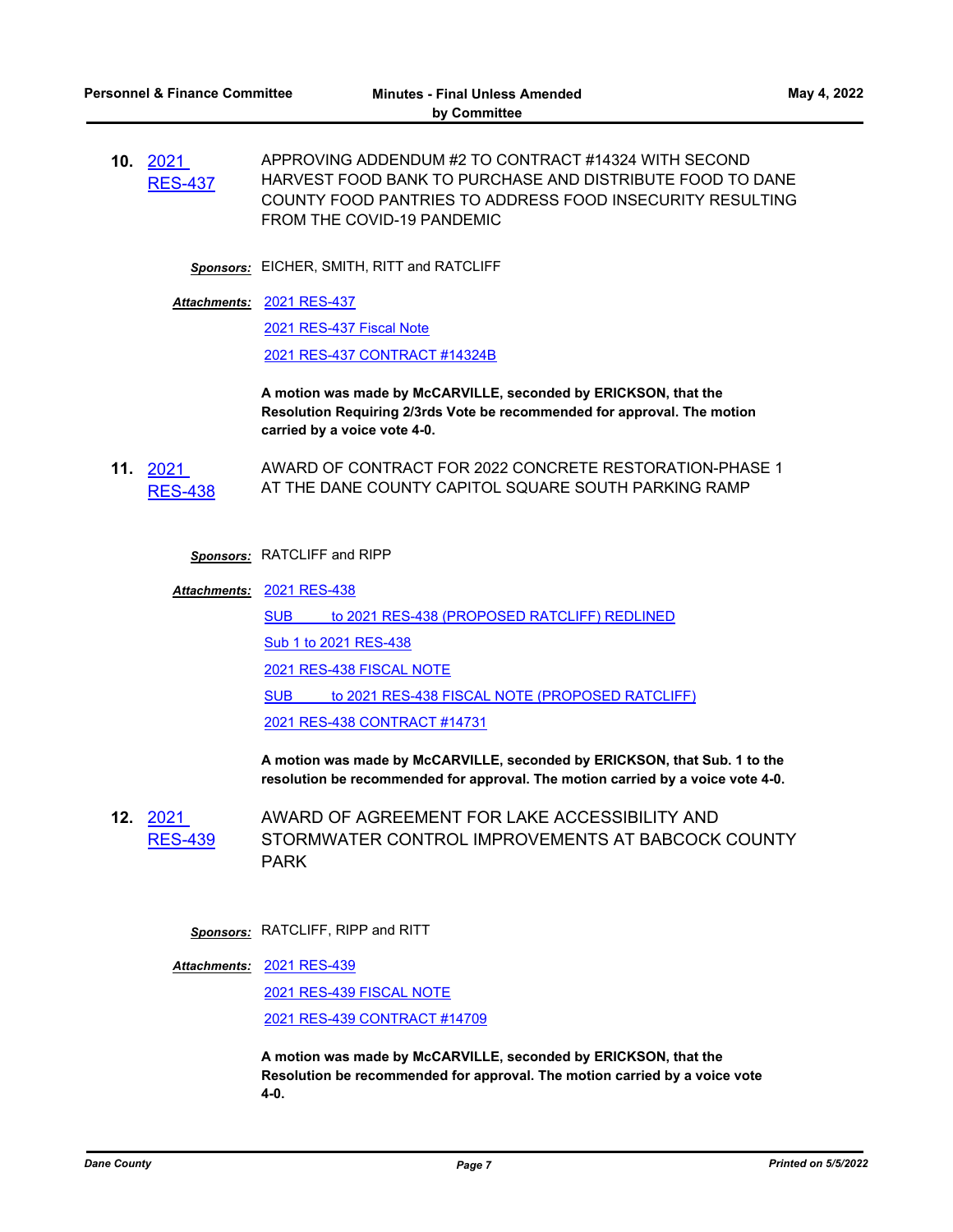**10.** 2021 RES-437 — APPROVING ADDENDUM #2 TO CONTRACT #14324 WITH SECOND HARVEST FOOD BANK TO PURCHASE AND DISTRIBUTE FOOD TO DANE COUNTY FOOD PANTRIES TO ADDRESS FOOD INSECURITY RESULTING FROM THE COVID-19 PANDEMIC

***Sponsors:*** EICHER, SMITH, RITT and RATCLIFF

***Attachments:*** 2021 RES-437
2021 RES-437 Fiscal Note
2021 RES-437 CONTRACT #14324B

**A motion was made by McCARVILLE, seconded by ERICKSON, that the Resolution Requiring 2/3rds Vote be recommended for approval. The motion carried by a voice vote 4-0.**

**11.** 2021 RES-438 — AWARD OF CONTRACT FOR 2022 CONCRETE RESTORATION-PHASE 1 AT THE DANE COUNTY CAPITOL SQUARE SOUTH PARKING RAMP

***Sponsors:*** RATCLIFF and RIPP

***Attachments:*** 2021 RES-438
SUB to 2021 RES-438 (PROPOSED RATCLIFF) REDLINED
Sub 1 to 2021 RES-438
2021 RES-438 FISCAL NOTE
SUB to 2021 RES-438 FISCAL NOTE (PROPOSED RATCLIFF)
2021 RES-438 CONTRACT #14731

**A motion was made by McCARVILLE, seconded by ERICKSON, that Sub. 1 to the resolution be recommended for approval. The motion carried by a voice vote 4-0.**

**12.** 2021 RES-439 — AWARD OF AGREEMENT FOR LAKE ACCESSIBILITY AND STORMWATER CONTROL IMPROVEMENTS AT BABCOCK COUNTY PARK

***Sponsors:*** RATCLIFF, RIPP and RITT

***Attachments:*** 2021 RES-439
2021 RES-439 FISCAL NOTE
2021 RES-439 CONTRACT #14709

**A motion was made by McCARVILLE, seconded by ERICKSON, that the Resolution be recommended for approval. The motion carried by a voice vote 4-0.**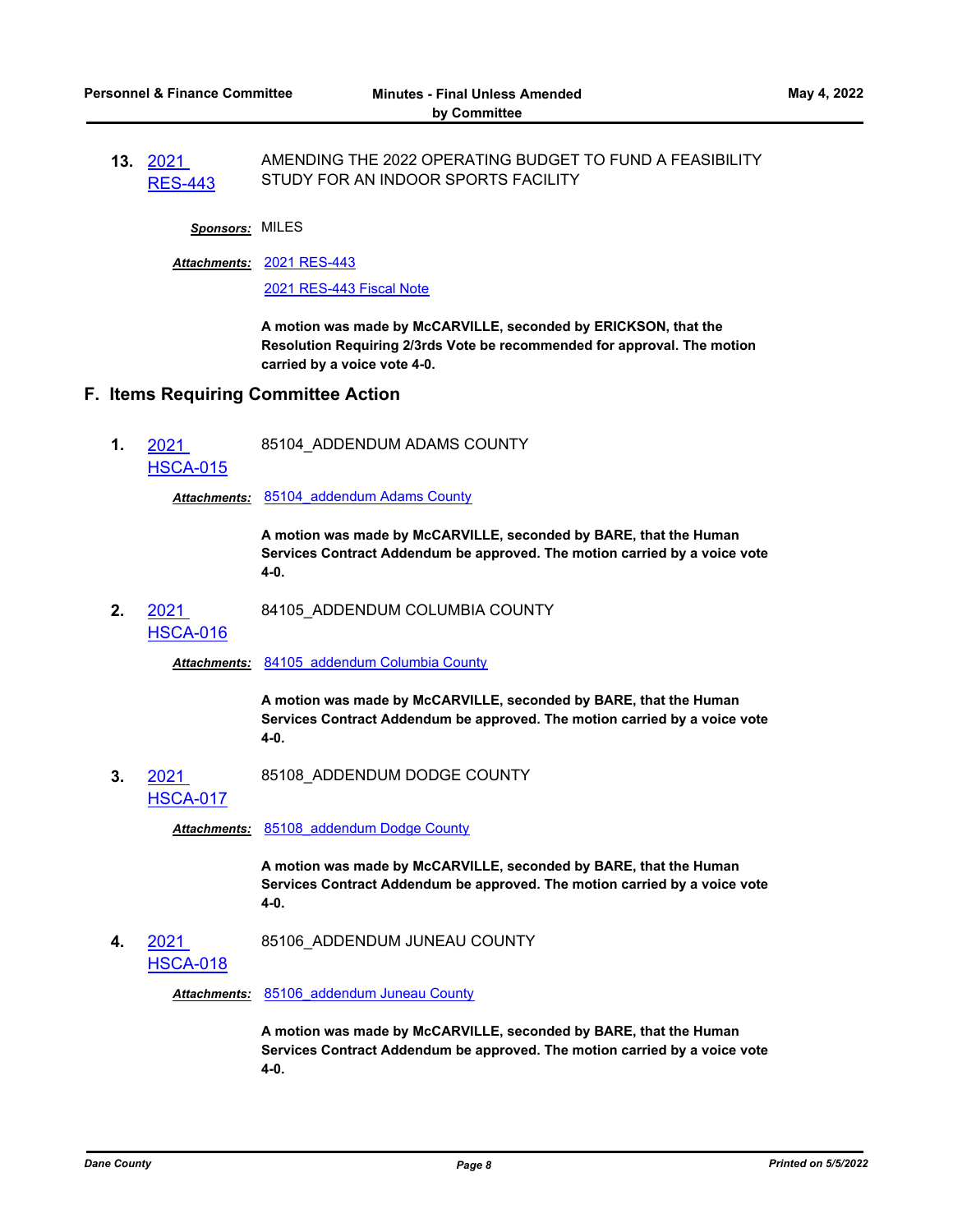**13.** 2021 RES-443 AMENDING THE 2022 OPERATING BUDGET TO FUND A FEASIBILITY STUDY FOR AN INDOOR SPORTS FACILITY

***Sponsors:*** MILES

***Attachments:*** 2021 RES-443

2021 RES-443 Fiscal Note

**A motion was made by McCARVILLE, seconded by ERICKSON, that the Resolution Requiring 2/3rds Vote be recommended for approval. The motion carried by a voice vote 4-0.**

## F. Items Requiring Committee Action

**1.** 2021 HSCA-015 85104_ADDENDUM ADAMS COUNTY

***Attachments:*** 85104_addendum Adams County

**A motion was made by McCARVILLE, seconded by BARE, that the Human Services Contract Addendum be approved. The motion carried by a voice vote 4-0.**

**2.** 2021 HSCA-016 84105_ADDENDUM COLUMBIA COUNTY

***Attachments:*** 84105_addendum Columbia County

**A motion was made by McCARVILLE, seconded by BARE, that the Human Services Contract Addendum be approved. The motion carried by a voice vote 4-0.**

**3.** 2021 HSCA-017 85108_ADDENDUM DODGE COUNTY

***Attachments:*** 85108_addendum Dodge County

**A motion was made by McCARVILLE, seconded by BARE, that the Human Services Contract Addendum be approved. The motion carried by a voice vote 4-0.**

**4.** 2021 HSCA-018 85106_ADDENDUM JUNEAU COUNTY

***Attachments:*** 85106_addendum Juneau County

**A motion was made by McCARVILLE, seconded by BARE, that the Human Services Contract Addendum be approved. The motion carried by a voice vote 4-0.**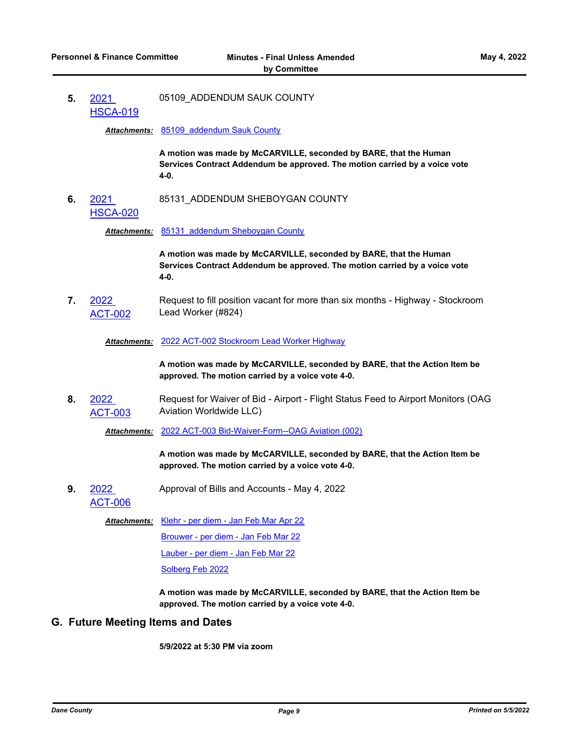5. 2021 HSCA-019 — 05109_ADDENDUM SAUK COUNTY

*Attachments:* 85109_addendum Sauk County

**A motion was made by McCARVILLE, seconded by BARE, that the Human Services Contract Addendum be approved. The motion carried by a voice vote 4-0.**

6. 2021 HSCA-020 — 85131_ADDENDUM SHEBOYGAN COUNTY

*Attachments:* 85131_addendum Sheboygan County

**A motion was made by McCARVILLE, seconded by BARE, that the Human Services Contract Addendum be approved. The motion carried by a voice vote 4-0.**

7. 2022 ACT-002 — Request to fill position vacant for more than six months - Highway - Stockroom Lead Worker (#824)

*Attachments:* 2022 ACT-002 Stockroom Lead Worker Highway

**A motion was made by McCARVILLE, seconded by BARE, that the Action Item be approved. The motion carried by a voice vote 4-0.**

8. 2022 ACT-003 — Request for Waiver of Bid - Airport - Flight Status Feed to Airport Monitors (OAG Aviation Worldwide LLC)

*Attachments:* 2022 ACT-003 Bid-Waiver-Form--OAG Aviation (002)

**A motion was made by McCARVILLE, seconded by BARE, that the Action Item be approved. The motion carried by a voice vote 4-0.**

9. 2022 ACT-006 — Approval of Bills and Accounts - May 4, 2022

*Attachments:* Klehr - per diem - Jan Feb Mar Apr 22
Brouwer - per diem - Jan Feb Mar 22
Lauber - per diem - Jan Feb Mar 22
Solberg Feb 2022

**A motion was made by McCARVILLE, seconded by BARE, that the Action Item be approved. The motion carried by a voice vote 4-0.**

## G. Future Meeting Items and Dates

**5/9/2022 at 5:30 PM via zoom**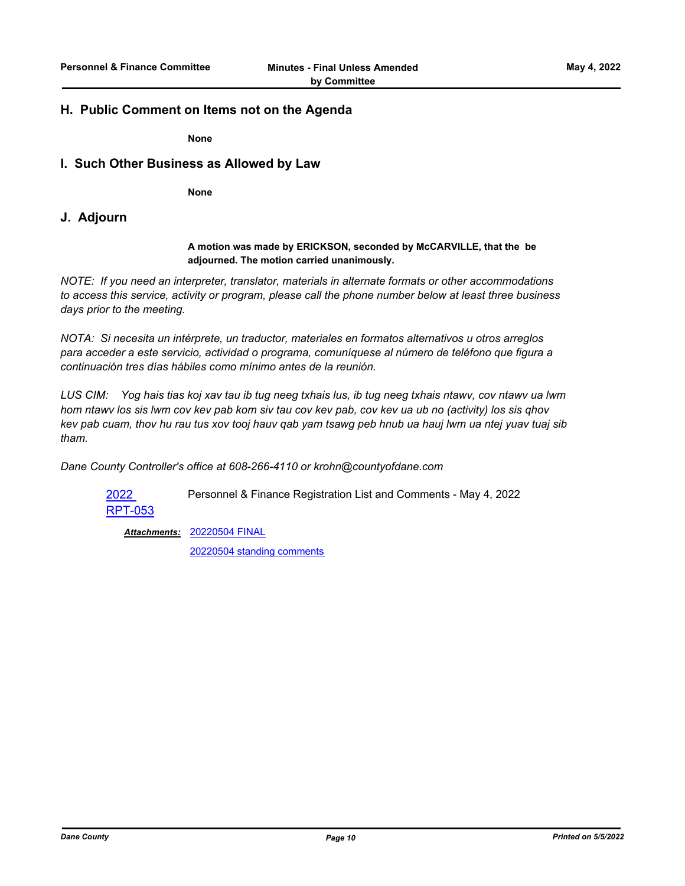## H. Public Comment on Items not on the Agenda

**None**

## I. Such Other Business as Allowed by Law

**None**

## J. Adjourn

**A motion was made by ERICKSON, seconded by McCARVILLE, that the be adjourned. The motion carried unanimously.**

*NOTE: If you need an interpreter, translator, materials in alternate formats or other accommodations to access this service, activity or program, please call the phone number below at least three business days prior to the meeting.*

*NOTA: Si necesita un intérprete, un traductor, materiales en formatos alternativos u otros arreglos para acceder a este servicio, actividad o programa, comuníquese al número de teléfono que figura a continuación tres días hábiles como mínimo antes de la reunión.*

*LUS CIM: Yog hais tias koj xav tau ib tug neeg txhais lus, ib tug neeg txhais ntawv, cov ntawv ua lwm hom ntawv los sis lwm cov kev pab kom siv tau cov kev pab, cov kev ua ub no (activity) los sis qhov kev pab cuam, thov hu rau tus xov tooj hauv qab yam tsawg peb hnub ua hauj lwm ua ntej yuav tuaj sib tham.*

*Dane County Controller's office at 608-266-4110 or krohn@countyofdane.com*

2022 RPT-053 Personnel & Finance Registration List and Comments - May 4, 2022

***Attachments:*** 20220504 FINAL

20220504 standing comments